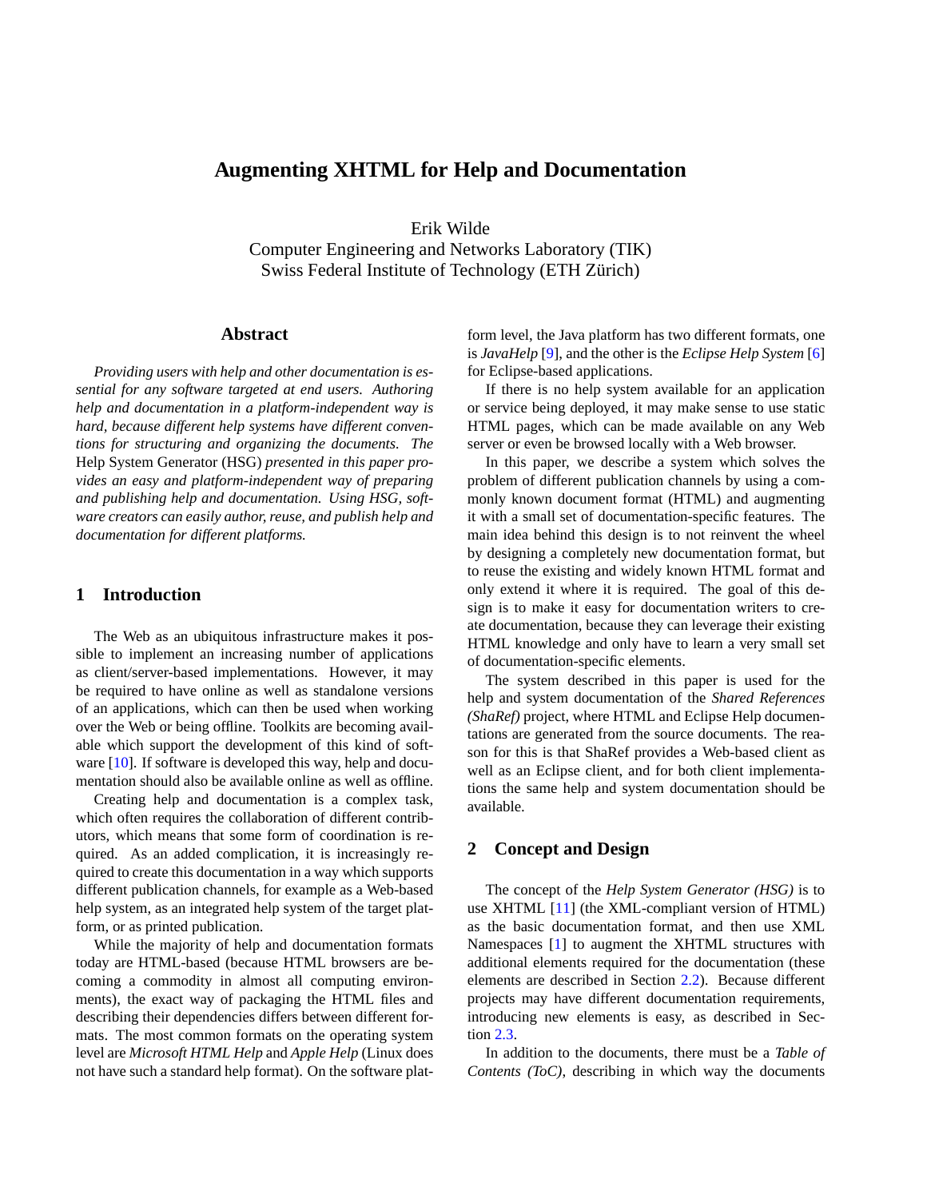# Augmenting XHTML for Help and Documentation

Erik Wilde
Computer Engineering and Networks Laboratory (TIK)
Swiss Federal Institute of Technology (ETH Zürich)

## Abstract

*Providing users with help and other documentation is essential for any software targeted at end users. Authoring help and documentation in a platform-independent way is hard, because different help systems have different conventions for structuring and organizing the documents. The* Help System Generator (HSG) *presented in this paper provides an easy and platform-independent way of preparing and publishing help and documentation. Using HSG, software creators can easily author, reuse, and publish help and documentation for different platforms.*

## 1 Introduction

The Web as an ubiquitous infrastructure makes it possible to implement an increasing number of applications as client/server-based implementations. However, it may be required to have online as well as standalone versions of an applications, which can then be used when working over the Web or being offline. Toolkits are becoming available which support the development of this kind of software [10]. If software is developed this way, help and documentation should also be available online as well as offline.

Creating help and documentation is a complex task, which often requires the collaboration of different contributors, which means that some form of coordination is required. As an added complication, it is increasingly required to create this documentation in a way which supports different publication channels, for example as a Web-based help system, as an integrated help system of the target platform, or as printed publication.

While the majority of help and documentation formats today are HTML-based (because HTML browsers are becoming a commodity in almost all computing environments), the exact way of packaging the HTML files and describing their dependencies differs between different formats. The most common formats on the operating system level are *Microsoft HTML Help* and *Apple Help* (Linux does not have such a standard help format). On the software platform level, the Java platform has two different formats, one is *JavaHelp* [9], and the other is the *Eclipse Help System* [6] for Eclipse-based applications.

If there is no help system available for an application or service being deployed, it may make sense to use static HTML pages, which can be made available on any Web server or even be browsed locally with a Web browser.

In this paper, we describe a system which solves the problem of different publication channels by using a commonly known document format (HTML) and augmenting it with a small set of documentation-specific features. The main idea behind this design is to not reinvent the wheel by designing a completely new documentation format, but to reuse the existing and widely known HTML format and only extend it where it is required. The goal of this design is to make it easy for documentation writers to create documentation, because they can leverage their existing HTML knowledge and only have to learn a very small set of documentation-specific elements.

The system described in this paper is used for the help and system documentation of the *Shared References (ShaRef)* project, where HTML and Eclipse Help documentations are generated from the source documents. The reason for this is that ShaRef provides a Web-based client as well as an Eclipse client, and for both client implementations the same help and system documentation should be available.

## 2 Concept and Design

The concept of the *Help System Generator (HSG)* is to use XHTML [11] (the XML-compliant version of HTML) as the basic documentation format, and then use XML Namespaces [1] to augment the XHTML structures with additional elements required for the documentation (these elements are described in Section 2.2). Because different projects may have different documentation requirements, introducing new elements is easy, as described in Section 2.3.

In addition to the documents, there must be a *Table of Contents (ToC)*, describing in which way the documents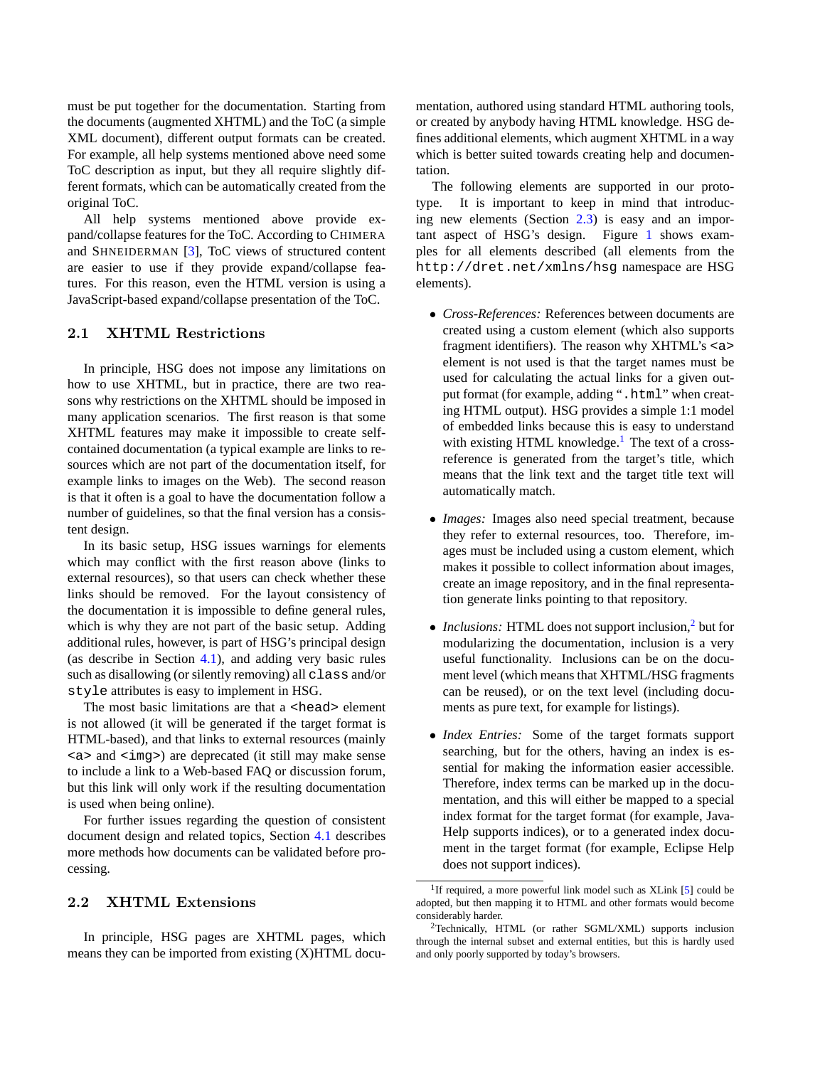must be put together for the documentation. Starting from the documents (augmented XHTML) and the ToC (a simple XML document), different output formats can be created. For example, all help systems mentioned above need some ToC description as input, but they all require slightly different formats, which can be automatically created from the original ToC.

All help systems mentioned above provide expand/collapse features for the ToC. According to CHIMERA and SHNEIDERMAN [3], ToC views of structured content are easier to use if they provide expand/collapse features. For this reason, even the HTML version is using a JavaScript-based expand/collapse presentation of the ToC.

### 2.1 XHTML Restrictions

In principle, HSG does not impose any limitations on how to use XHTML, but in practice, there are two reasons why restrictions on the XHTML should be imposed in many application scenarios. The first reason is that some XHTML features may make it impossible to create self-contained documentation (a typical example are links to resources which are not part of the documentation itself, for example links to images on the Web). The second reason is that it often is a goal to have the documentation follow a number of guidelines, so that the final version has a consistent design.

In its basic setup, HSG issues warnings for elements which may conflict with the first reason above (links to external resources), so that users can check whether these links should be removed. For the layout consistency of the documentation it is impossible to define general rules, which is why they are not part of the basic setup. Adding additional rules, however, is part of HSG's principal design (as describe in Section 4.1), and adding very basic rules such as disallowing (or silently removing) all `class` and/or `style` attributes is easy to implement in HSG.

The most basic limitations are that a `<head>` element is not allowed (it will be generated if the target format is HTML-based), and that links to external resources (mainly `<a>` and `<img>`) are deprecated (it still may make sense to include a link to a Web-based FAQ or discussion forum, but this link will only work if the resulting documentation is used when being online).

For further issues regarding the question of consistent document design and related topics, Section 4.1 describes more methods how documents can be validated before processing.

### 2.2 XHTML Extensions

In principle, HSG pages are XHTML pages, which means they can be imported from existing (X)HTML documentation, authored using standard HTML authoring tools, or created by anybody having HTML knowledge. HSG defines additional elements, which augment XHTML in a way which is better suited towards creating help and documentation.

The following elements are supported in our prototype. It is important to keep in mind that introducing new elements (Section 2.3) is easy and an important aspect of HSG's design. Figure 1 shows examples for all elements described (all elements from the `http://dret.net/xmlns/hsg` namespace are HSG elements).

- *Cross-References:* References between documents are created using a custom element (which also supports fragment identifiers). The reason why XHTML's `<a>` element is not used is that the target names must be used for calculating the actual links for a given output format (for example, adding "`.html`" when creating HTML output). HSG provides a simple 1:1 model of embedded links because this is easy to understand with existing HTML knowledge.[1] The text of a cross-reference is generated from the target's title, which means that the link text and the target title text will automatically match.
- *Images:* Images also need special treatment, because they refer to external resources, too. Therefore, images must be included using a custom element, which makes it possible to collect information about images, create an image repository, and in the final representation generate links pointing to that repository.
- *Inclusions:* HTML does not support inclusion,[2] but for modularizing the documentation, inclusion is a very useful functionality. Inclusions can be on the document level (which means that XHTML/HSG fragments can be reused), or on the text level (including documents as pure text, for example for listings).
- *Index Entries:* Some of the target formats support searching, but for the others, having an index is essential for making the information easier accessible. Therefore, index terms can be marked up in the documentation, and this will either be mapped to a special index format for the target format (for example, JavaHelp supports indices), or to a generated index document in the target format (for example, Eclipse Help does not support indices).

[1] If required, a more powerful link model such as XLink [5] could be adopted, but then mapping it to HTML and other formats would become considerably harder.

[2] Technically, HTML (or rather SGML/XML) supports inclusion through the internal subset and external entities, but this is hardly used and only poorly supported by today's browsers.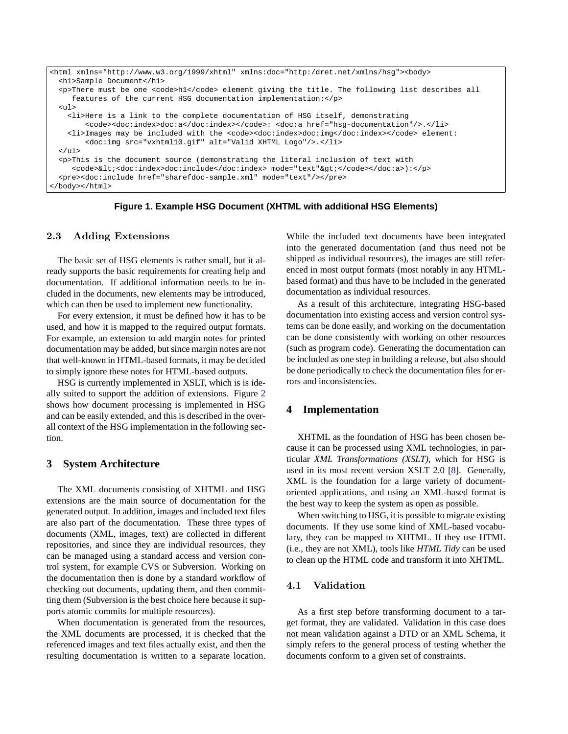```
<html xmlns="http://www.w3.org/1999/xhtml" xmlns:doc="http:/dret.net/xmlns/hsg"><body>
  <h1>Sample Document</h1>
  <p>There must be one <code>h1</code> element giving the title. The following list describes all
     features of the current HSG documentation implementation:</p>
  <ul>
    <li>Here is a link to the complete documentation of HSG itself, demonstrating
        <code><doc:index>doc:a</doc:index></code>: <doc:a href="hsg-documentation"/>.</li>
    <li>Images may be included with the <code><doc:index>doc:img</doc:index></code> element:
        <doc:img src="vxhtml10.gif" alt="Valid XHTML Logo"/>.</li>
  </ul>
  <p>This is the document source (demonstrating the literal inclusion of text with
     <code>&lt;<doc:index>doc:include</doc:index> mode="text"&gt;</code></doc:a>):</p>
  <pre><doc:include href="sharefdoc-sample.xml" mode="text"/></pre>
</body></html>
```

**Figure 1. Example HSG Document (XHTML with additional HSG Elements)**

### 2.3 Adding Extensions

The basic set of HSG elements is rather small, but it already supports the basic requirements for creating help and documentation. If additional information needs to be included in the documents, new elements may be introduced, which can then be used to implement new functionality.

For every extension, it must be defined how it has to be used, and how it is mapped to the required output formats. For example, an extension to add margin notes for printed documentation may be added, but since margin notes are not that well-known in HTML-based formats, it may be decided to simply ignore these notes for HTML-based outputs.

HSG is currently implemented in XSLT, which is is ideally suited to support the addition of extensions. Figure 2 shows how document processing is implemented in HSG and can be easily extended, and this is described in the overall context of the HSG implementation in the following section.

## 3 System Architecture

The XML documents consisting of XHTML and HSG extensions are the main source of documentation for the generated output. In addition, images and included text files are also part of the documentation. These three types of documents (XML, images, text) are collected in different repositories, and since they are individual resources, they can be managed using a standard access and version control system, for example CVS or Subversion. Working on the documentation then is done by a standard workflow of checking out documents, updating them, and then committing them (Subversion is the best choice here because it supports atomic commits for multiple resources).

When documentation is generated from the resources, the XML documents are processed, it is checked that the referenced images and text files actually exist, and then the resulting documentation is written to a separate location. While the included text documents have been integrated into the generated documentation (and thus need not be shipped as individual resources), the images are still referenced in most output formats (most notably in any HTML-based format) and thus have to be included in the generated documentation as individual resources.

As a result of this architecture, integrating HSG-based documentation into existing access and version control systems can be done easily, and working on the documentation can be done consistently with working on other resources (such as program code). Generating the documentation can be included as one step in building a release, but also should be done periodically to check the documentation files for errors and inconsistencies.

## 4 Implementation

XHTML as the foundation of HSG has been chosen because it can be processed using XML technologies, in particular *XML Transformations (XSLT)*, which for HSG is used in its most recent version XSLT 2.0 [8]. Generally, XML is the foundation for a large variety of document-oriented applications, and using an XML-based format is the best way to keep the system as open as possible.

When switching to HSG, it is possible to migrate existing documents. If they use some kind of XML-based vocabulary, they can be mapped to XHTML. If they use HTML (i.e., they are not XML), tools like *HTML Tidy* can be used to clean up the HTML code and transform it into XHTML.

### 4.1 Validation

As a first step before transforming document to a target format, they are validated. Validation in this case does not mean validation against a DTD or an XML Schema, it simply refers to the general process of testing whether the documents conform to a given set of constraints.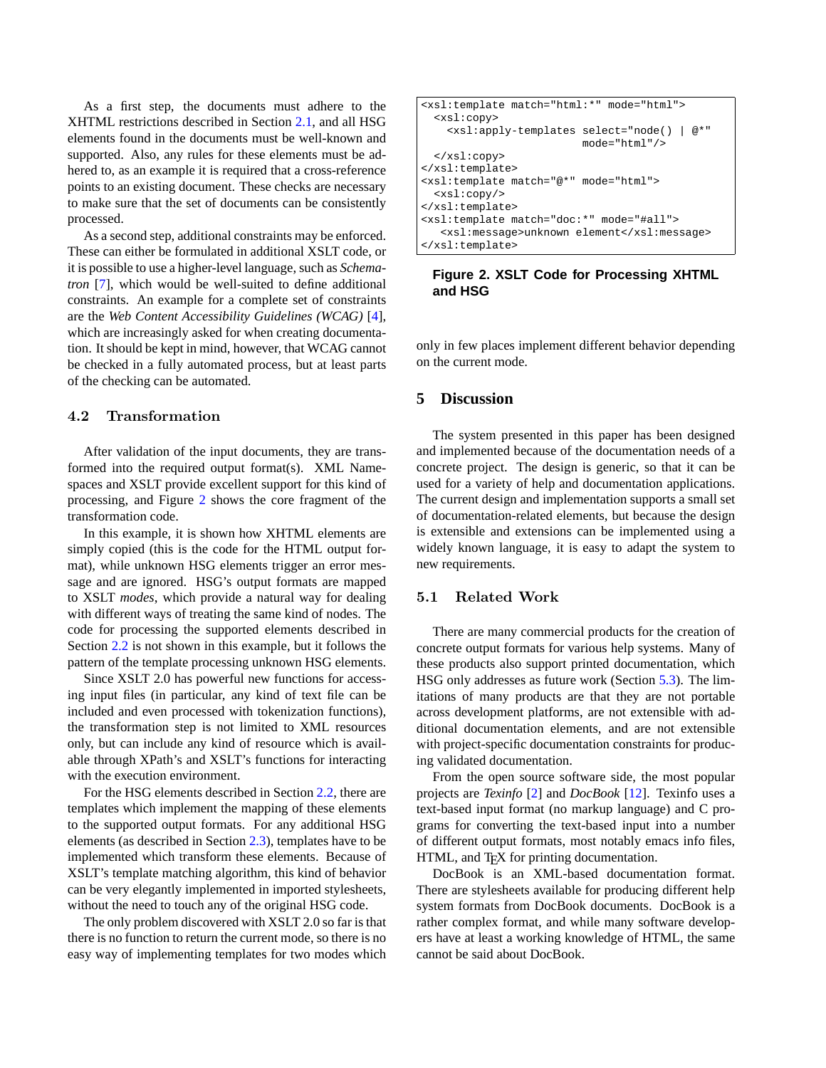As a first step, the documents must adhere to the XHTML restrictions described in Section 2.1, and all HSG elements found in the documents must be well-known and supported. Also, any rules for these elements must be adhered to, as an example it is required that a cross-reference points to an existing document. These checks are necessary to make sure that the set of documents can be consistently processed.

As a second step, additional constraints may be enforced. These can either be formulated in additional XSLT code, or it is possible to use a higher-level language, such as *Schematron* [7], which would be well-suited to define additional constraints. An example for a complete set of constraints are the *Web Content Accessibility Guidelines (WCAG)* [4], which are increasingly asked for when creating documentation. It should be kept in mind, however, that WCAG cannot be checked in a fully automated process, but at least parts of the checking can be automated.

### 4.2 Transformation

After validation of the input documents, they are transformed into the required output format(s). XML Namespaces and XSLT provide excellent support for this kind of processing, and Figure 2 shows the core fragment of the transformation code.

In this example, it is shown how XHTML elements are simply copied (this is the code for the HTML output format), while unknown HSG elements trigger an error message and are ignored. HSG's output formats are mapped to XSLT *modes*, which provide a natural way for dealing with different ways of treating the same kind of nodes. The code for processing the supported elements described in Section 2.2 is not shown in this example, but it follows the pattern of the template processing unknown HSG elements.

Since XSLT 2.0 has powerful new functions for accessing input files (in particular, any kind of text file can be included and even processed with tokenization functions), the transformation step is not limited to XML resources only, but can include any kind of resource which is available through XPath's and XSLT's functions for interacting with the execution environment.

For the HSG elements described in Section 2.2, there are templates which implement the mapping of these elements to the supported output formats. For any additional HSG elements (as described in Section 2.3), templates have to be implemented which transform these elements. Because of XSLT's template matching algorithm, this kind of behavior can be very elegantly implemented in imported stylesheets, without the need to touch any of the original HSG code.

The only problem discovered with XSLT 2.0 so far is that there is no function to return the current mode, so there is no easy way of implementing templates for two modes which only in few places implement different behavior depending on the current mode.

```
<xsl:template match="html:*" mode="html">
  <xsl:copy>
    <xsl:apply-templates select="node() | @*"
                         mode="html"/>
  </xsl:copy>
</xsl:template>
<xsl:template match="@*" mode="html">
  <xsl:copy/>
</xsl:template>
<xsl:template match="doc:*" mode="#all">
   <xsl:message>unknown element</xsl:message>
</xsl:template>
```

**Figure 2. XSLT Code for Processing XHTML and HSG**

## 5 Discussion

The system presented in this paper has been designed and implemented because of the documentation needs of a concrete project. The design is generic, so that it can be used for a variety of help and documentation applications. The current design and implementation supports a small set of documentation-related elements, but because the design is extensible and extensions can be implemented using a widely known language, it is easy to adapt the system to new requirements.

### 5.1 Related Work

There are many commercial products for the creation of concrete output formats for various help systems. Many of these products also support printed documentation, which HSG only addresses as future work (Section 5.3). The limitations of many products are that they are not portable across development platforms, are not extensible with additional documentation elements, and are not extensible with project-specific documentation constraints for producing validated documentation.

From the open source software side, the most popular projects are *Texinfo* [2] and *DocBook* [12]. Texinfo uses a text-based input format (no markup language) and C programs for converting the text-based input into a number of different output formats, most notably emacs info files, HTML, and $\TeX$ for printing documentation.

DocBook is an XML-based documentation format. There are stylesheets available for producing different help system formats from DocBook documents. DocBook is a rather complex format, and while many software developers have at least a working knowledge of HTML, the same cannot be said about DocBook.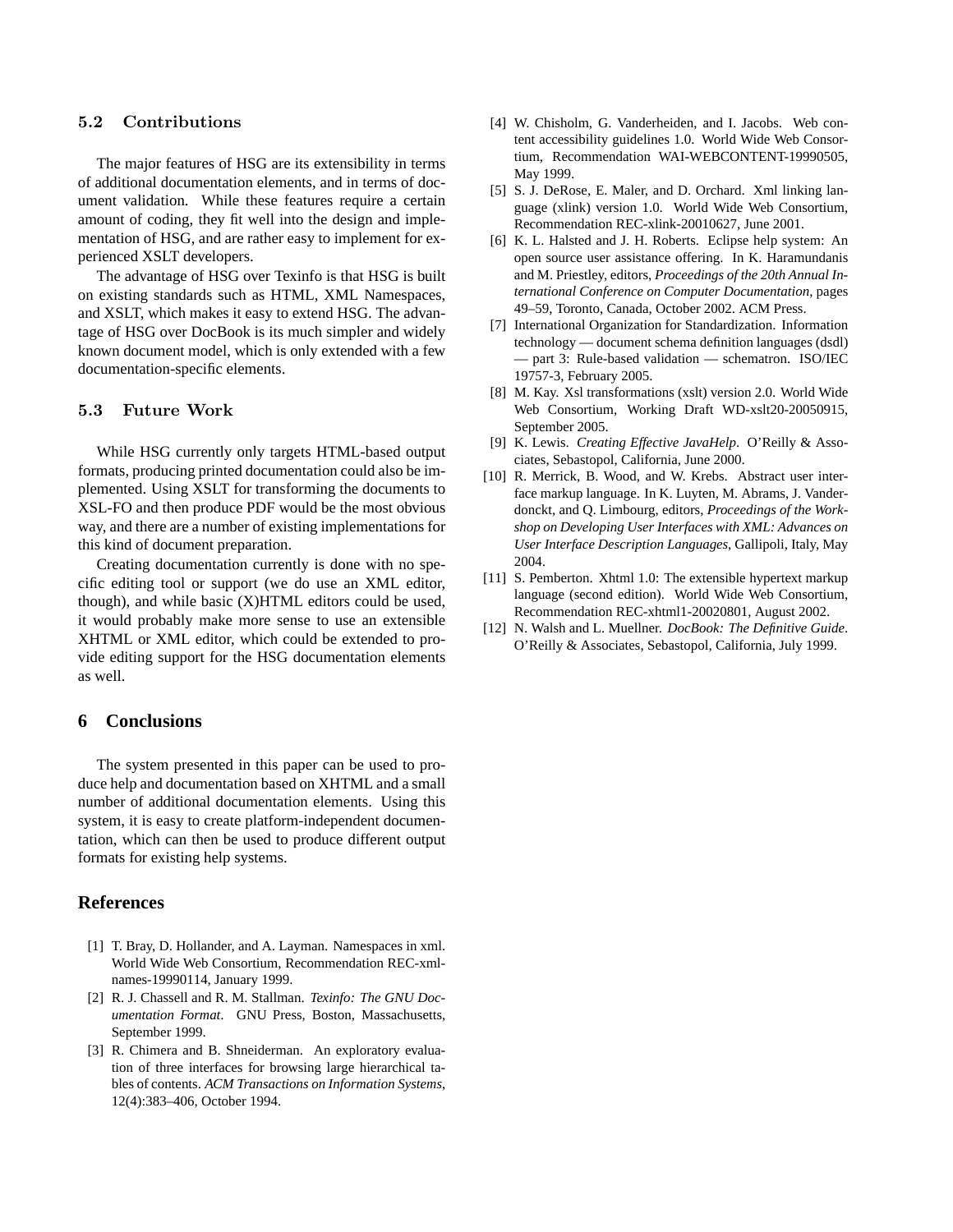### 5.2 Contributions

The major features of HSG are its extensibility in terms of additional documentation elements, and in terms of document validation. While these features require a certain amount of coding, they fit well into the design and implementation of HSG, and are rather easy to implement for experienced XSLT developers.

The advantage of HSG over Texinfo is that HSG is built on existing standards such as HTML, XML Namespaces, and XSLT, which makes it easy to extend HSG. The advantage of HSG over DocBook is its much simpler and widely known document model, which is only extended with a few documentation-specific elements.

### 5.3 Future Work

While HSG currently only targets HTML-based output formats, producing printed documentation could also be implemented. Using XSLT for transforming the documents to XSL-FO and then produce PDF would be the most obvious way, and there are a number of existing implementations for this kind of document preparation.

Creating documentation currently is done with no specific editing tool or support (we do use an XML editor, though), and while basic (X)HTML editors could be used, it would probably make more sense to use an extensible XHTML or XML editor, which could be extended to provide editing support for the HSG documentation elements as well.

## 6 Conclusions

The system presented in this paper can be used to produce help and documentation based on XHTML and a small number of additional documentation elements. Using this system, it is easy to create platform-independent documentation, which can then be used to produce different output formats for existing help systems.

## References

[1] T. Bray, D. Hollander, and A. Layman. Namespaces in xml. World Wide Web Consortium, Recommendation REC-xml-names-19990114, January 1999.

[2] R. J. Chassell and R. M. Stallman. *Texinfo: The GNU Documentation Format*. GNU Press, Boston, Massachusetts, September 1999.

[3] R. Chimera and B. Shneiderman. An exploratory evaluation of three interfaces for browsing large hierarchical tables of contents. *ACM Transactions on Information Systems*, 12(4):383–406, October 1994.

[4] W. Chisholm, G. Vanderheiden, and I. Jacobs. Web content accessibility guidelines 1.0. World Wide Web Consortium, Recommendation WAI-WEBCONTENT-19990505, May 1999.

[5] S. J. DeRose, E. Maler, and D. Orchard. Xml linking language (xlink) version 1.0. World Wide Web Consortium, Recommendation REC-xlink-20010627, June 2001.

[6] K. L. Halsted and J. H. Roberts. Eclipse help system: An open source user assistance offering. In K. Haramundanis and M. Priestley, editors, *Proceedings of the 20th Annual International Conference on Computer Documentation*, pages 49–59, Toronto, Canada, October 2002. ACM Press.

[7] International Organization for Standardization. Information technology — document schema definition languages (dsdl) — part 3: Rule-based validation — schematron. ISO/IEC 19757-3, February 2005.

[8] M. Kay. Xsl transformations (xslt) version 2.0. World Wide Web Consortium, Working Draft WD-xslt20-20050915, September 2005.

[9] K. Lewis. *Creating Effective JavaHelp*. O'Reilly & Associates, Sebastopol, California, June 2000.

[10] R. Merrick, B. Wood, and W. Krebs. Abstract user interface markup language. In K. Luyten, M. Abrams, J. Vanderdonckt, and Q. Limbourg, editors, *Proceedings of the Workshop on Developing User Interfaces with XML: Advances on User Interface Description Languages*, Gallipoli, Italy, May 2004.

[11] S. Pemberton. Xhtml 1.0: The extensible hypertext markup language (second edition). World Wide Web Consortium, Recommendation REC-xhtml1-20020801, August 2002.

[12] N. Walsh and L. Muellner. *DocBook: The Definitive Guide*. O'Reilly & Associates, Sebastopol, California, July 1999.